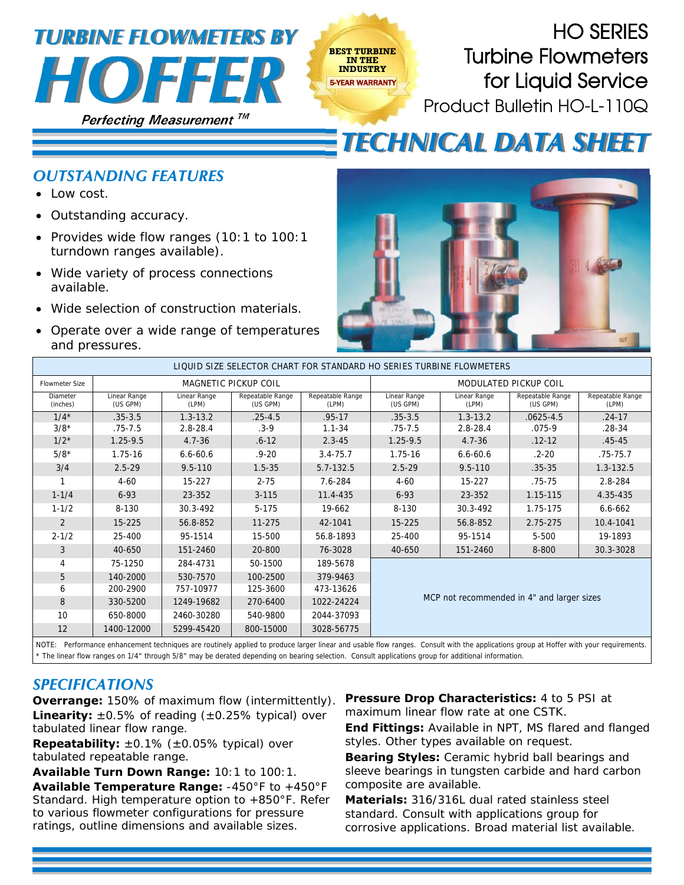# TURBINE FLOWMETERS BY HOFFER

*Perfecting Measurement ™*

BEST TURBINE IN THE INDUSTRY
5-YEAR WARRANTY

# HO SERIES Turbine Flowmeters for Liquid Service

Product Bulletin HO-L-110Q

# TECHNICAL DATA SHEET

## OUTSTANDING FEATURES

- Low cost.
- Outstanding accuracy.
- Provides wide flow ranges (10:1 to 100:1 turndown ranges available).
- Wide variety of process connections available.
- Wide selection of construction materials.
- Operate over a wide range of temperatures and pressures.

LIQUID SIZE SELECTOR CHART FOR STANDARD HO SERIES TURBINE FLOWMETERS

| Flowmeter Size | MAGNETIC PICKUP COIL | | | | MODULATED PICKUP COIL | | | |
|---|---|---|---|---|---|---|---|---|
| Diameter (inches) | Linear Range (US GPM) | Linear Range (LPM) | Repeatable Range (US GPM) | Repeatable Range (LPM) | Linear Range (US GPM) | Linear Range (LPM) | Repeatable Range (US GPM) | Repeatable Range (LPM) |
| 1/4* | .35-3.5 | 1.3-13.2 | .25-4.5 | .95-17 | .35-3.5 | 1.3-13.2 | .0625-4.5 | .24-17 |
| 3/8* | .75-7.5 | 2.8-28.4 | .3-9 | 1.1-34 | .75-7.5 | 2.8-28.4 | .075-9 | .28-34 |
| 1/2* | 1.25-9.5 | 4.7-36 | .6-12 | 2.3-45 | 1.25-9.5 | 4.7-36 | .12-12 | .45-45 |
| 5/8* | 1.75-16 | 6.6-60.6 | .9-20 | 3.4-75.7 | 1.75-16 | 6.6-60.6 | .2-20 | .75-75.7 |
| 3/4 | 2.5-29 | 9.5-110 | 1.5-35 | 5.7-132.5 | 2.5-29 | 9.5-110 | .35-35 | 1.3-132.5 |
| 1 | 4-60 | 15-227 | 2-75 | 7.6-284 | 4-60 | 15-227 | .75-75 | 2.8-284 |
| 1-1/4 | 6-93 | 23-352 | 3-115 | 11.4-435 | 6-93 | 23-352 | 1.15-115 | 4.35-435 |
| 1-1/2 | 8-130 | 30.3-492 | 5-175 | 19-662 | 8-130 | 30.3-492 | 1.75-175 | 6.6-662 |
| 2 | 15-225 | 56.8-852 | 11-275 | 42-1041 | 15-225 | 56.8-852 | 2.75-275 | 10.4-1041 |
| 2-1/2 | 25-400 | 95-1514 | 15-500 | 56.8-1893 | 25-400 | 95-1514 | 5-500 | 19-1893 |
| 3 | 40-650 | 151-2460 | 20-800 | 76-3028 | 40-650 | 151-2460 | 8-800 | 30.3-3028 |
| 4 | 75-1250 | 284-4731 | 50-1500 | 189-5678 | MCP not recommended in 4" and larger sizes | | | |
| 5 | 140-2000 | 530-7570 | 100-2500 | 379-9463 | | | | |
| 6 | 200-2900 | 757-10977 | 125-3600 | 473-13626 | | | | |
| 8 | 330-5200 | 1249-19682 | 270-6400 | 1022-24224 | | | | |
| 10 | 650-8000 | 2460-30280 | 540-9800 | 2044-37093 | | | | |
| 12 | 1400-12000 | 5299-45420 | 800-15000 | 3028-56775 | | | | |

NOTE: Performance enhancement techniques are routinely applied to produce larger linear and usable flow ranges. Consult with the applications group at Hoffer with your requirements.
* The linear flow ranges on 1/4" through 5/8" may be derated depending on bearing selection. Consult applications group for additional information.

## SPECIFICATIONS

**Overrange:** 150% of maximum flow (intermittently).

**Linearity:** ±0.5% of reading (±0.25% typical) over tabulated linear flow range.

**Repeatability:** ±0.1% (±0.05% typical) over tabulated repeatable range.

**Available Turn Down Range:** 10:1 to 100:1.

**Available Temperature Range:** -450°F to +450°F Standard. High temperature option to +850°F. Refer to various flowmeter configurations for pressure ratings, outline dimensions and available sizes.

**Pressure Drop Characteristics:** 4 to 5 PSI at maximum linear flow rate at one CSTK.

**End Fittings:** Available in NPT, MS flared and flanged styles. Other types available on request.

**Bearing Styles:** Ceramic hybrid ball bearings and sleeve bearings in tungsten carbide and hard carbon composite are available.

**Materials:** 316/316L dual rated stainless steel standard. Consult with applications group for corrosive applications. Broad material list available.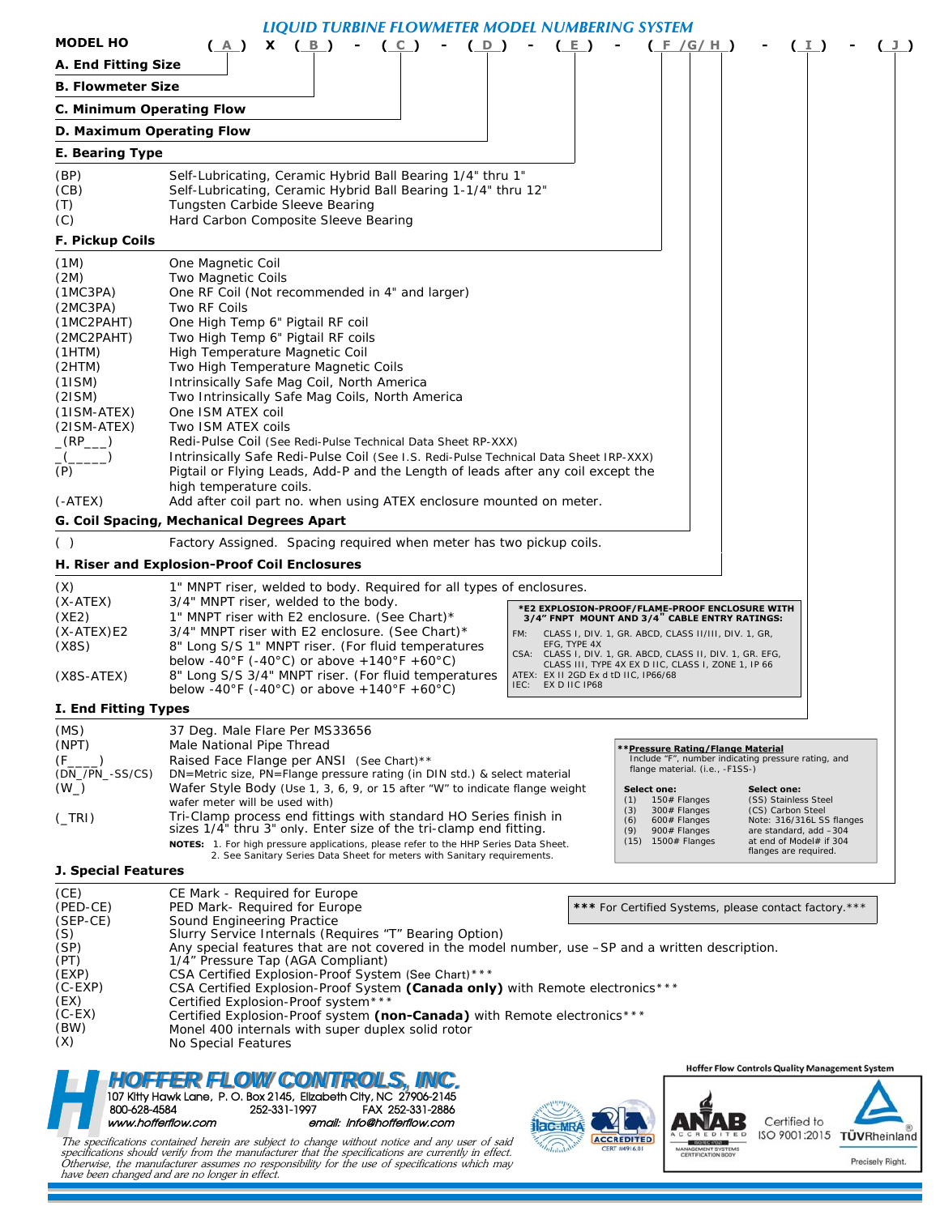## LIQUID TURBINE FLOWMETER MODEL NUMBERING SYSTEM

**MODEL HO** ( A ) X ( B ) - ( C ) - ( D ) - ( E ) - ( F /G/ H ) - ( I ) - ( J )

**A. End Fitting Size**

**B. Flowmeter Size**

**C. Minimum Operating Flow**

**D. Maximum Operating Flow**

**E. Bearing Type**

| | |
|---|---|
| (BP) | Self-Lubricating, Ceramic Hybrid Ball Bearing 1/4" thru 1" |
| (CB) | Self-Lubricating, Ceramic Hybrid Ball Bearing 1-1/4" thru 12" |
| (T) | Tungsten Carbide Sleeve Bearing |
| (C) | Hard Carbon Composite Sleeve Bearing |

**F. Pickup Coils**

| | |
|---|---|
| (1M) | One Magnetic Coil |
| (2M) | Two Magnetic Coils |
| (1MC3PA) | One RF Coil (Not recommended in 4" and larger) |
| (2MC3PA) | Two RF Coils |
| (1MC2PAHT) | One High Temp 6" Pigtail RF coil |
| (2MC2PAHT) | Two High Temp 6" Pigtail RF coils |
| (1HTM) | High Temperature Magnetic Coil |
| (2HTM) | Two High Temperature Magnetic Coils |
| (1ISM) | Intrinsically Safe Mag Coil, North America |
| (2ISM) | Two Intrinsically Safe Mag Coils, North America |
| (1ISM-ATEX) | One ISM ATEX coil |
| (2ISM-ATEX) | Two ISM ATEX coils |
| _(RP___) | Redi-Pulse Coil (See Redi-Pulse Technical Data Sheet RP-XXX) |
| _(_____) | Intrinsically Safe Redi-Pulse Coil (See I.S. Redi-Pulse Technical Data Sheet IRP-XXX) |
| (P) | Pigtail or Flying Leads, Add-P and the Length of leads after any coil except the high temperature coils. |
| (-ATEX) | Add after coil part no. when using ATEX enclosure mounted on meter. |

**G. Coil Spacing, Mechanical Degrees Apart**

| | |
|---|---|
| ( ) | Factory Assigned. Spacing required when meter has two pickup coils. |

**H. Riser and Explosion-Proof Coil Enclosures**

| | |
|---|---|
| (X) | 1" MNPT riser, welded to body. Required for all types of enclosures. |
| (X-ATEX) | 3/4" MNPT riser, welded to the body. |
| (XE2) | 1" MNPT riser with E2 enclosure. (See Chart)* |
| (X-ATEX)E2 | 3/4" MNPT riser with E2 enclosure. (See Chart)* |
| (X8S) | 8" Long S/S 1" MNPT riser. (For fluid temperatures below -40°F (-40°C) or above +140°F +60°C) |
| (X8S-ATEX) | 8" Long S/S 3/4" MNPT riser. (For fluid temperatures below -40°F (-40°C) or above +140°F +60°C) |

***E2 EXPLOSION-PROOF/FLAME-PROOF ENCLOSURE WITH 3/4" FNPT MOUNT AND 3/4" CABLE ENTRY RATINGS:**

FM: CLASS I, DIV. 1, GR. ABCD, CLASS II/III, DIV. 1, GR, EFG, TYPE 4X
CSA: CLASS I, DIV. 1, GR. ABCD, CLASS II, DIV. 1, GR. EFG, CLASS III, TYPE 4X EX D IIC, CLASS I, ZONE 1, IP 66
ATEX: EX II 2GD Ex d tD IIC, IP66/68
IEC: EX D IIC IP68

**I. End Fitting Types**

| | |
|---|---|
| (MS) | 37 Deg. Male Flare Per MS33656 |
| (NPT) | Male National Pipe Thread |
| (F____) | Raised Face Flange per ANSI (See Chart)** |
| (DN_/PN_-SS/CS) | DN=Metric size, PN=Flange pressure rating (in DIN std.) & select material |
| (W_) | Wafer Style Body (Use 1, 3, 6, 9, or 15 after "W" to indicate flange weight wafer meter will be used with) |
| (_TRI) | Tri-Clamp process end fittings with standard HO Series finish in sizes 1/4" thru 3" only. Enter size of the tri-clamp end fitting. |

**NOTES:** 1. For high pressure applications, please refer to the HHP Series Data Sheet.
2. See Sanitary Series Data Sheet for meters with Sanitary requirements.

****Pressure Rating/Flange Material**
Include "F", number indicating pressure rating, and flange material. (i.e., -F1SS-)

| Select one: | | Select one: |
|---|---|---|
| (1) | 150# Flanges | (SS) Stainless Steel |
| (3) | 300# Flanges | (CS) Carbon Steel |
| (6) | 600# Flanges | Note: 316/316L SS flanges |
| (9) | 900# Flanges | are standard, add –304 |
| (15) | 1500# Flanges | at end of Model# if 304 flanges are required. |

**J. Special Features**

| | |
|---|---|
| (CE) | CE Mark - Required for Europe |
| (PED-CE) | PED Mark- Required for Europe |
| (SEP-CE) | Sound Engineering Practice |
| (S) | Slurry Service Internals (Requires "T" Bearing Option) |
| (SP) | Any special features that are not covered in the model number, use –SP and a written description. |
| (PT) | 1/4" Pressure Tap (AGA Compliant) |
| (EXP) | CSA Certified Explosion-Proof System (See Chart)*** |
| (C-EXP) | CSA Certified Explosion-Proof System **(Canada only)** with Remote electronics*** |
| (EX) | Certified Explosion-Proof system*** |
| (C-EX) | Certified Explosion-Proof system **(non-Canada)** with Remote electronics*** |
| (BW) | Monel 400 internals with super duplex solid rotor |
| (X) | No Special Features |

*** For Certified Systems, please contact factory.***

**HOFFER FLOW CONTROLS, INC.**
107 Kitty Hawk Lane, P. O. Box 2145, Elizabeth City, NC 27906-2145
800-628-4584 252-331-1997 FAX 252-331-2886
www.hofferflow.com email: info@hofferflow.com

*The specifications contained herein are subject to change without notice and any user of said specifications should verify from the manufacturer that the specifications are currently in effect. Otherwise, the manufacturer assumes no responsibility for the use of specifications which may have been changed and are no longer in effect.*

Hoffer Flow Controls Quality Management System

ilac-MRA | A2LA ACCREDITED CERT #4916.01 | ANAB ACCREDITED MANAGEMENT SYSTEMS CERTIFICATION BODY | Certified to ISO 9001:2015 | TÜVRheinland® Precisely Right.